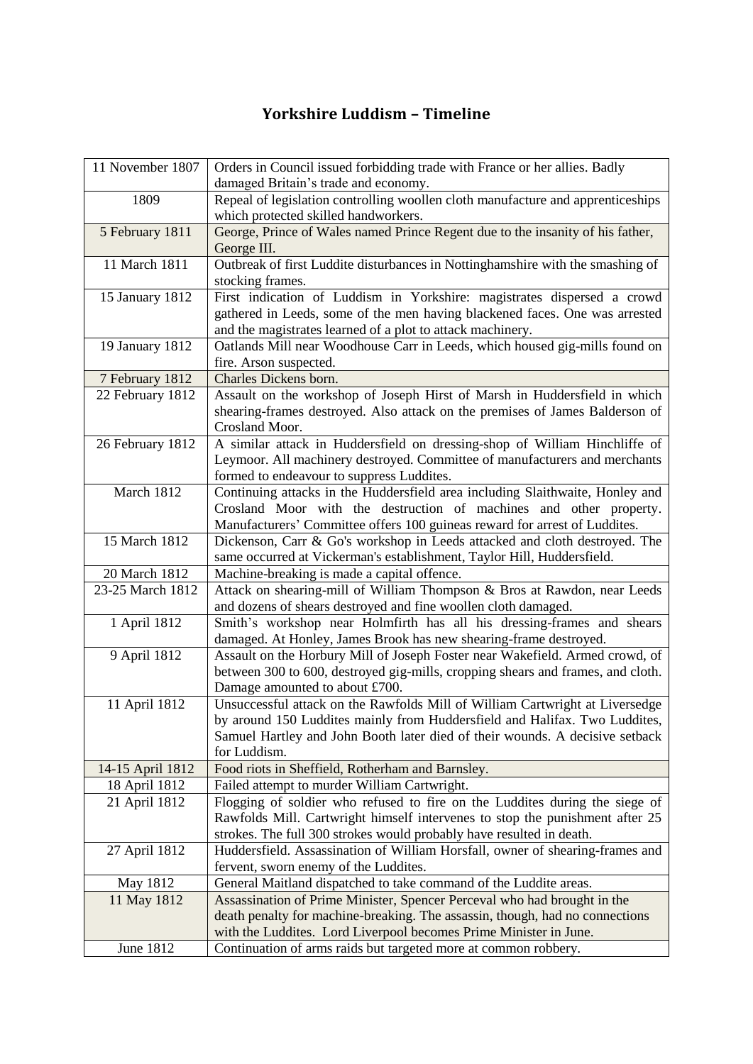# Yorkshire Luddism – Timeline

| Date | Event |
|---|---|
| 11 November 1807 | Orders in Council issued forbidding trade with France or her allies. Badly damaged Britain's trade and economy. |
| 1809 | Repeal of legislation controlling woollen cloth manufacture and apprenticeships which protected skilled handworkers. |
| 5 February 1811 | George, Prince of Wales named Prince Regent due to the insanity of his father, George III. |
| 11 March 1811 | Outbreak of first Luddite disturbances in Nottinghamshire with the smashing of stocking frames. |
| 15 January 1812 | First indication of Luddism in Yorkshire: magistrates dispersed a crowd gathered in Leeds, some of the men having blackened faces. One was arrested and the magistrates learned of a plot to attack machinery. |
| 19 January 1812 | Oatlands Mill near Woodhouse Carr in Leeds, which housed gig-mills found on fire. Arson suspected. |
| 7 February 1812 | Charles Dickens born. |
| 22 February 1812 | Assault on the workshop of Joseph Hirst of Marsh in Huddersfield in which shearing-frames destroyed. Also attack on the premises of James Balderson of Crosland Moor. |
| 26 February 1812 | A similar attack in Huddersfield on dressing-shop of William Hinchliffe of Leymoor. All machinery destroyed. Committee of manufacturers and merchants formed to endeavour to suppress Luddites. |
| March 1812 | Continuing attacks in the Huddersfield area including Slaithwaite, Honley and Crosland Moor with the destruction of machines and other property. Manufacturers' Committee offers 100 guineas reward for arrest of Luddites. |
| 15 March 1812 | Dickenson, Carr & Go's workshop in Leeds attacked and cloth destroyed. The same occurred at Vickerman's establishment, Taylor Hill, Huddersfield. |
| 20 March 1812 | Machine-breaking is made a capital offence. |
| 23-25 March 1812 | Attack on shearing-mill of William Thompson & Bros at Rawdon, near Leeds and dozens of shears destroyed and fine woollen cloth damaged. |
| 1 April 1812 | Smith's workshop near Holmfirth has all his dressing-frames and shears damaged. At Honley, James Brook has new shearing-frame destroyed. |
| 9 April 1812 | Assault on the Horbury Mill of Joseph Foster near Wakefield. Armed crowd, of between 300 to 600, destroyed gig-mills, cropping shears and frames, and cloth. Damage amounted to about £700. |
| 11 April 1812 | Unsuccessful attack on the Rawfolds Mill of William Cartwright at Liversedge by around 150 Luddites mainly from Huddersfield and Halifax. Two Luddites, Samuel Hartley and John Booth later died of their wounds. A decisive setback for Luddism. |
| 14-15 April 1812 | Food riots in Sheffield, Rotherham and Barnsley. |
| 18 April 1812 | Failed attempt to murder William Cartwright. |
| 21 April 1812 | Flogging of soldier who refused to fire on the Luddites during the siege of Rawfolds Mill. Cartwright himself intervenes to stop the punishment after 25 strokes. The full 300 strokes would probably have resulted in death. |
| 27 April 1812 | Huddersfield. Assassination of William Horsfall, owner of shearing-frames and fervent, sworn enemy of the Luddites. |
| May 1812 | General Maitland dispatched to take command of the Luddite areas. |
| 11 May 1812 | Assassination of Prime Minister, Spencer Perceval who had brought in the death penalty for machine-breaking. The assassin, though, had no connections with the Luddites. Lord Liverpool becomes Prime Minister in June. |
| June 1812 | Continuation of arms raids but targeted more at common robbery. |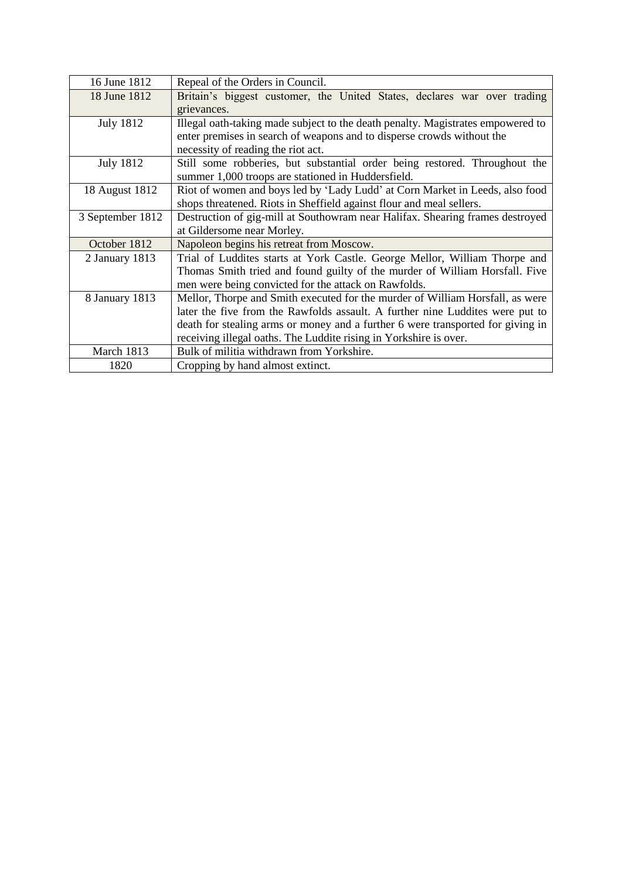| | |
|---|---|
| 16 June 1812 | Repeal of the Orders in Council. |
| 18 June 1812 | Britain's biggest customer, the United States, declares war over trading grievances. |
| July 1812 | Illegal oath-taking made subject to the death penalty. Magistrates empowered to enter premises in search of weapons and to disperse crowds without the necessity of reading the riot act. |
| July 1812 | Still some robberies, but substantial order being restored. Throughout the summer 1,000 troops are stationed in Huddersfield. |
| 18 August 1812 | Riot of women and boys led by 'Lady Ludd' at Corn Market in Leeds, also food shops threatened. Riots in Sheffield against flour and meal sellers. |
| 3 September 1812 | Destruction of gig-mill at Southowram near Halifax. Shearing frames destroyed at Gildersome near Morley. |
| October 1812 | Napoleon begins his retreat from Moscow. |
| 2 January 1813 | Trial of Luddites starts at York Castle. George Mellor, William Thorpe and Thomas Smith tried and found guilty of the murder of William Horsfall. Five men were being convicted for the attack on Rawfolds. |
| 8 January 1813 | Mellor, Thorpe and Smith executed for the murder of William Horsfall, as were later the five from the Rawfolds assault. A further nine Luddites were put to death for stealing arms or money and a further 6 were transported for giving in receiving illegal oaths. The Luddite rising in Yorkshire is over. |
| March 1813 | Bulk of militia withdrawn from Yorkshire. |
| 1820 | Cropping by hand almost extinct. |